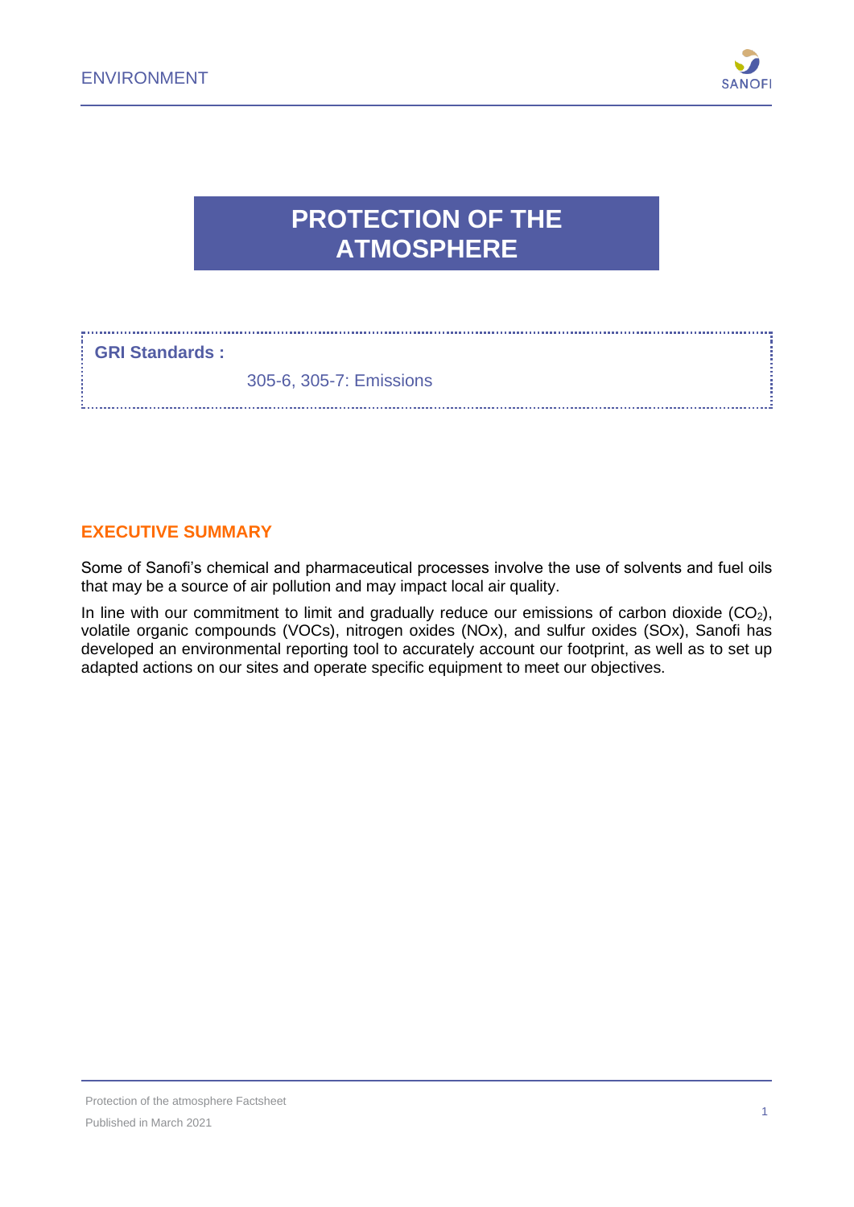# PROTECTION OF THE ATMOSPHERE

**GRI Standards :**

305-6, 305-7: Emissions

## EXECUTIVE SUMMARY

Some of Sanofi's chemical and pharmaceutical processes involve the use of solvents and fuel oils that may be a source of air pollution and may impact local air quality.

In line with our commitment to limit and gradually reduce our emissions of carbon dioxide ($CO_2$), volatile organic compounds (VOCs), nitrogen oxides (NOx), and sulfur oxides (SOx), Sanofi has developed an environmental reporting tool to accurately account our footprint, as well as to set up adapted actions on our sites and operate specific equipment to meet our objectives.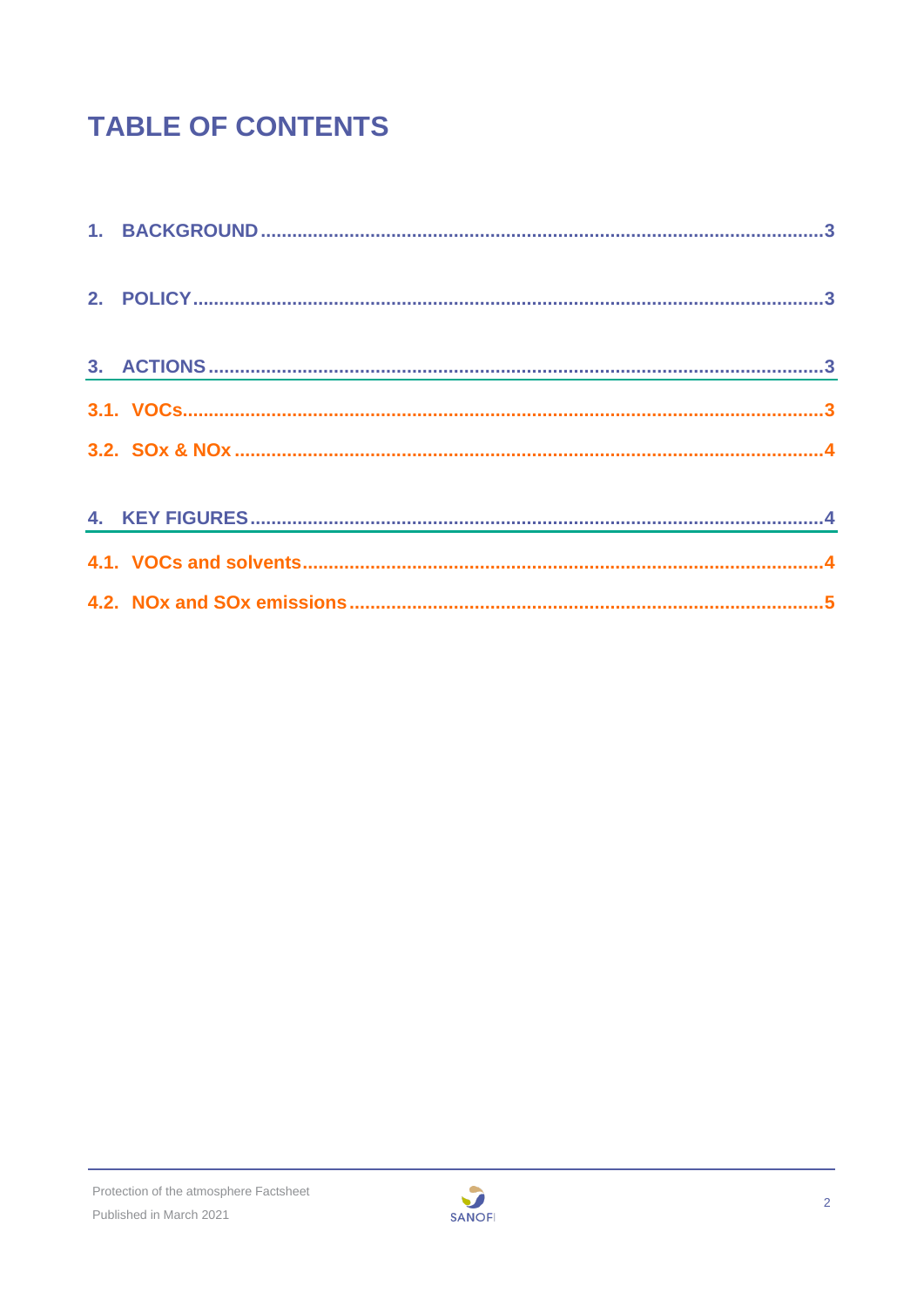# TABLE OF CONTENTS

1. BACKGROUND ..... 3

2. POLICY ..... 3

3. ACTIONS ..... 3

3.1. VOCs ..... 3

3.2. SOx & NOx ..... 4

4. KEY FIGURES ..... 4

4.1. VOCs and solvents ..... 4

4.2. NOx and SOx emissions ..... 5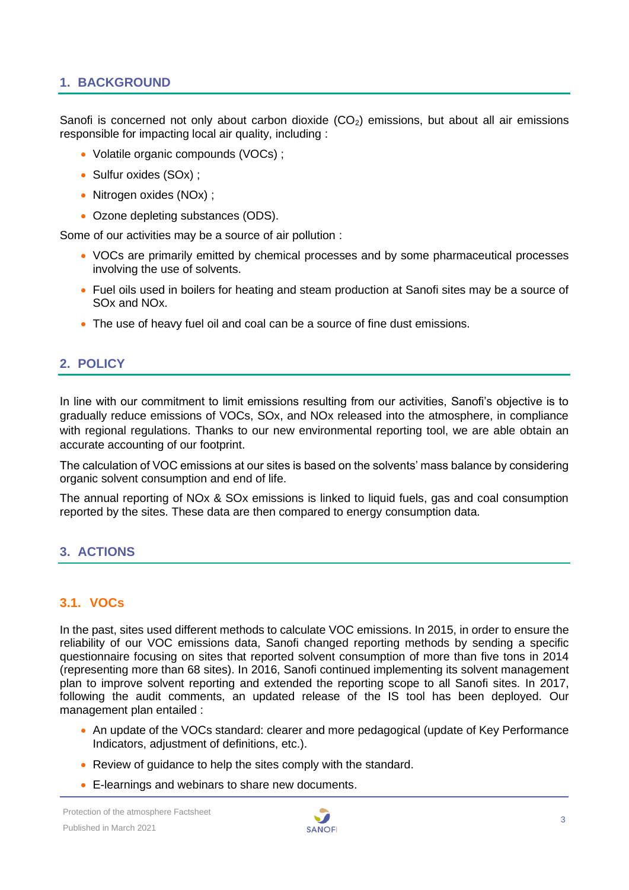## 1. BACKGROUND

Sanofi is concerned not only about carbon dioxide ($CO_2$) emissions, but about all air emissions responsible for impacting local air quality, including :

- Volatile organic compounds (VOCs) ;
- Sulfur oxides (SOx) ;
- Nitrogen oxides (NOx) ;
- Ozone depleting substances (ODS).

Some of our activities may be a source of air pollution :

- VOCs are primarily emitted by chemical processes and by some pharmaceutical processes involving the use of solvents.
- Fuel oils used in boilers for heating and steam production at Sanofi sites may be a source of SOx and NOx.
- The use of heavy fuel oil and coal can be a source of fine dust emissions.

## 2. POLICY

In line with our commitment to limit emissions resulting from our activities, Sanofi's objective is to gradually reduce emissions of VOCs, SOx, and NOx released into the atmosphere, in compliance with regional regulations. Thanks to our new environmental reporting tool, we are able obtain an accurate accounting of our footprint.

The calculation of VOC emissions at our sites is based on the solvents' mass balance by considering organic solvent consumption and end of life.

The annual reporting of NOx & SOx emissions is linked to liquid fuels, gas and coal consumption reported by the sites. These data are then compared to energy consumption data.

## 3. ACTIONS

### 3.1. VOCs

In the past, sites used different methods to calculate VOC emissions. In 2015, in order to ensure the reliability of our VOC emissions data, Sanofi changed reporting methods by sending a specific questionnaire focusing on sites that reported solvent consumption of more than five tons in 2014 (representing more than 68 sites). In 2016, Sanofi continued implementing its solvent management plan to improve solvent reporting and extended the reporting scope to all Sanofi sites. In 2017, following the audit comments, an updated release of the IS tool has been deployed. Our management plan entailed :

- An update of the VOCs standard: clearer and more pedagogical (update of Key Performance Indicators, adjustment of definitions, etc.).
- Review of guidance to help the sites comply with the standard.
- E-learnings and webinars to share new documents.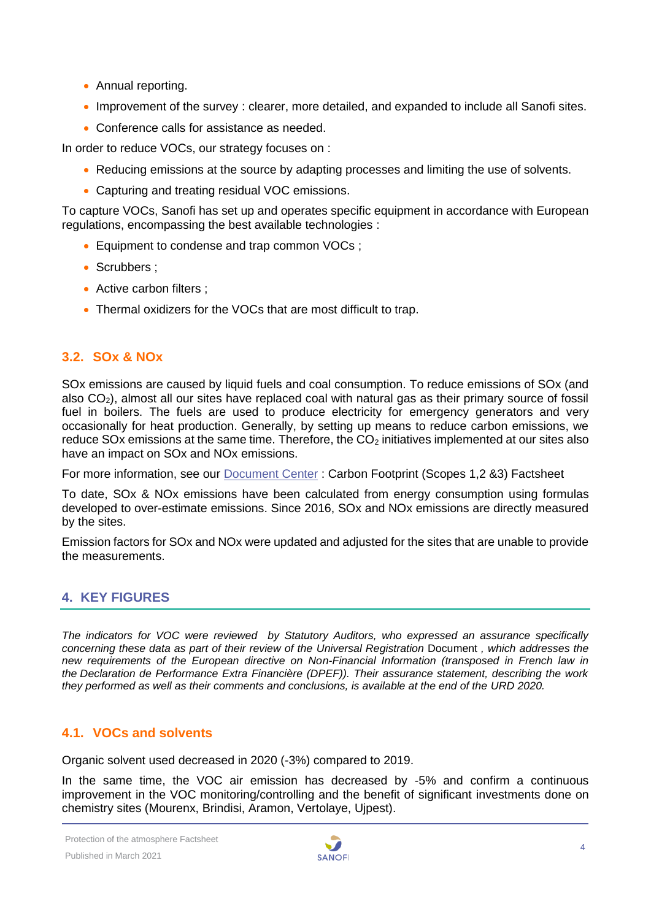- Annual reporting.
- Improvement of the survey : clearer, more detailed, and expanded to include all Sanofi sites.
- Conference calls for assistance as needed.

In order to reduce VOCs, our strategy focuses on :

- Reducing emissions at the source by adapting processes and limiting the use of solvents.
- Capturing and treating residual VOC emissions.

To capture VOCs, Sanofi has set up and operates specific equipment in accordance with European regulations, encompassing the best available technologies :

- Equipment to condense and trap common VOCs ;
- Scrubbers ;
- Active carbon filters ;
- Thermal oxidizers for the VOCs that are most difficult to trap.

### 3.2. SOx & NOx

SOx emissions are caused by liquid fuels and coal consumption. To reduce emissions of SOx (and also $CO_2$), almost all our sites have replaced coal with natural gas as their primary source of fossil fuel in boilers. The fuels are used to produce electricity for emergency generators and very occasionally for heat production. Generally, by setting up means to reduce carbon emissions, we reduce SOx emissions at the same time. Therefore, the $CO_2$ initiatives implemented at our sites also have an impact on SOx and NOx emissions.

For more information, see our Document Center : Carbon Footprint (Scopes 1,2 &3) Factsheet

To date, SOx & NOx emissions have been calculated from energy consumption using formulas developed to over-estimate emissions. Since 2016, SOx and NOx emissions are directly measured by the sites.

Emission factors for SOx and NOx were updated and adjusted for the sites that are unable to provide the measurements.

## 4. KEY FIGURES

*The indicators for VOC were reviewed by Statutory Auditors, who expressed an assurance specifically concerning these data as part of their review of the Universal Registration* Document *, which addresses the new requirements of the European directive on Non-Financial Information (transposed in French law in the Declaration de Performance Extra Financière (DPEF)). Their assurance statement, describing the work they performed as well as their comments and conclusions, is available at the end of the URD 2020.*

### 4.1. VOCs and solvents

Organic solvent used decreased in 2020 (-3%) compared to 2019.

In the same time, the VOC air emission has decreased by -5% and confirm a continuous improvement in the VOC monitoring/controlling and the benefit of significant investments done on chemistry sites (Mourenx, Brindisi, Aramon, Vertolaye, Ujpest).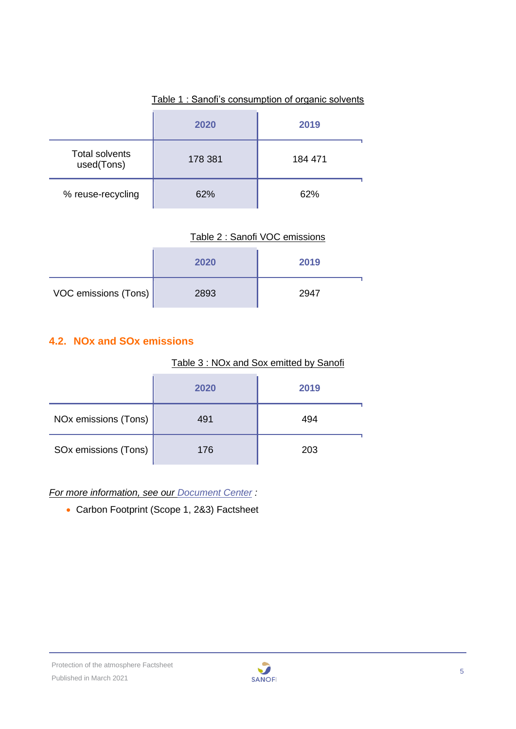Table 1 : Sanofi's consumption of organic solvents

| | 2020 | 2019 |
|---|---|---|
| Total solvents used(Tons) | 178 381 | 184 471 |
| % reuse-recycling | 62% | 62% |

Table 2 : Sanofi VOC emissions

| | 2020 | 2019 |
|---|---|---|
| VOC emissions (Tons) | 2893 | 2947 |

## 4.2. NOx and SOx emissions

Table 3 : NOx and Sox emitted by Sanofi

| | 2020 | 2019 |
|---|---|---|
| NOx emissions (Tons) | 491 | 494 |
| SOx emissions (Tons) | 176 | 203 |

*For more information, see our Document Center :*

- Carbon Footprint (Scope 1, 2&3) Factsheet